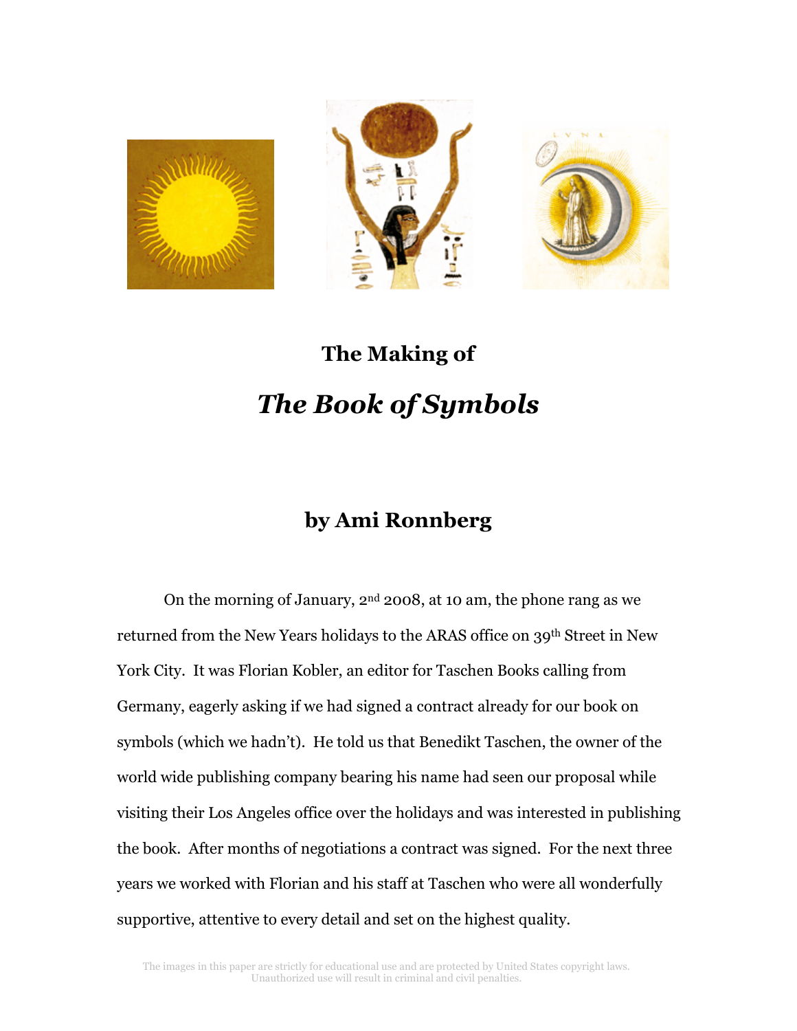# The Making of

# *The Book of Symbols*

## by Ami Ronnberg

On the morning of January, 2nd 2008, at 10 am, the phone rang as we returned from the New Years holidays to the ARAS office on 39th Street in New York City. It was Florian Kobler, an editor for Taschen Books calling from Germany, eagerly asking if we had signed a contract already for our book on symbols (which we hadn't). He told us that Benedikt Taschen, the owner of the world wide publishing company bearing his name had seen our proposal while visiting their Los Angeles office over the holidays and was interested in publishing the book. After months of negotiations a contract was signed. For the next three years we worked with Florian and his staff at Taschen who were all wonderfully supportive, attentive to every detail and set on the highest quality.

The images in this paper are strictly for educational use and are protected by United States copyright laws. Unauthorized use will result in criminal and civil penalties.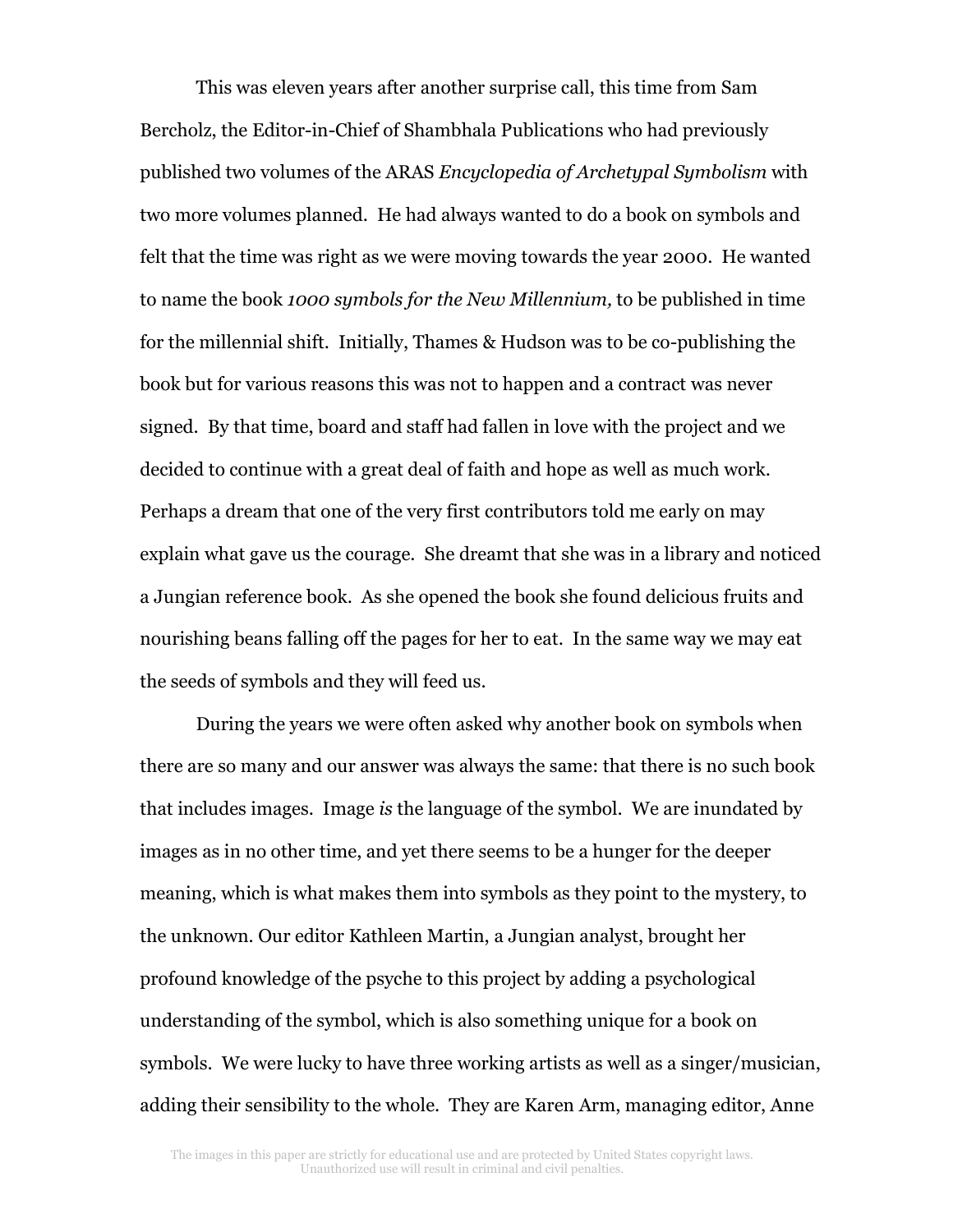This was eleven years after another surprise call, this time from Sam Bercholz, the Editor-in-Chief of Shambhala Publications who had previously published two volumes of the ARAS *Encyclopedia of Archetypal Symbolism* with two more volumes planned. He had always wanted to do a book on symbols and felt that the time was right as we were moving towards the year 2000. He wanted to name the book *1000 symbols for the New Millennium,* to be published in time for the millennial shift. Initially, Thames & Hudson was to be co-publishing the book but for various reasons this was not to happen and a contract was never signed. By that time, board and staff had fallen in love with the project and we decided to continue with a great deal of faith and hope as well as much work. Perhaps a dream that one of the very first contributors told me early on may explain what gave us the courage. She dreamt that she was in a library and noticed a Jungian reference book. As she opened the book she found delicious fruits and nourishing beans falling off the pages for her to eat. In the same way we may eat the seeds of symbols and they will feed us.

During the years we were often asked why another book on symbols when there are so many and our answer was always the same: that there is no such book that includes images. Image *is* the language of the symbol. We are inundated by images as in no other time, and yet there seems to be a hunger for the deeper meaning, which is what makes them into symbols as they point to the mystery, to the unknown. Our editor Kathleen Martin, a Jungian analyst, brought her profound knowledge of the psyche to this project by adding a psychological understanding of the symbol, which is also something unique for a book on symbols. We were lucky to have three working artists as well as a singer/musician, adding their sensibility to the whole. They are Karen Arm, managing editor, Anne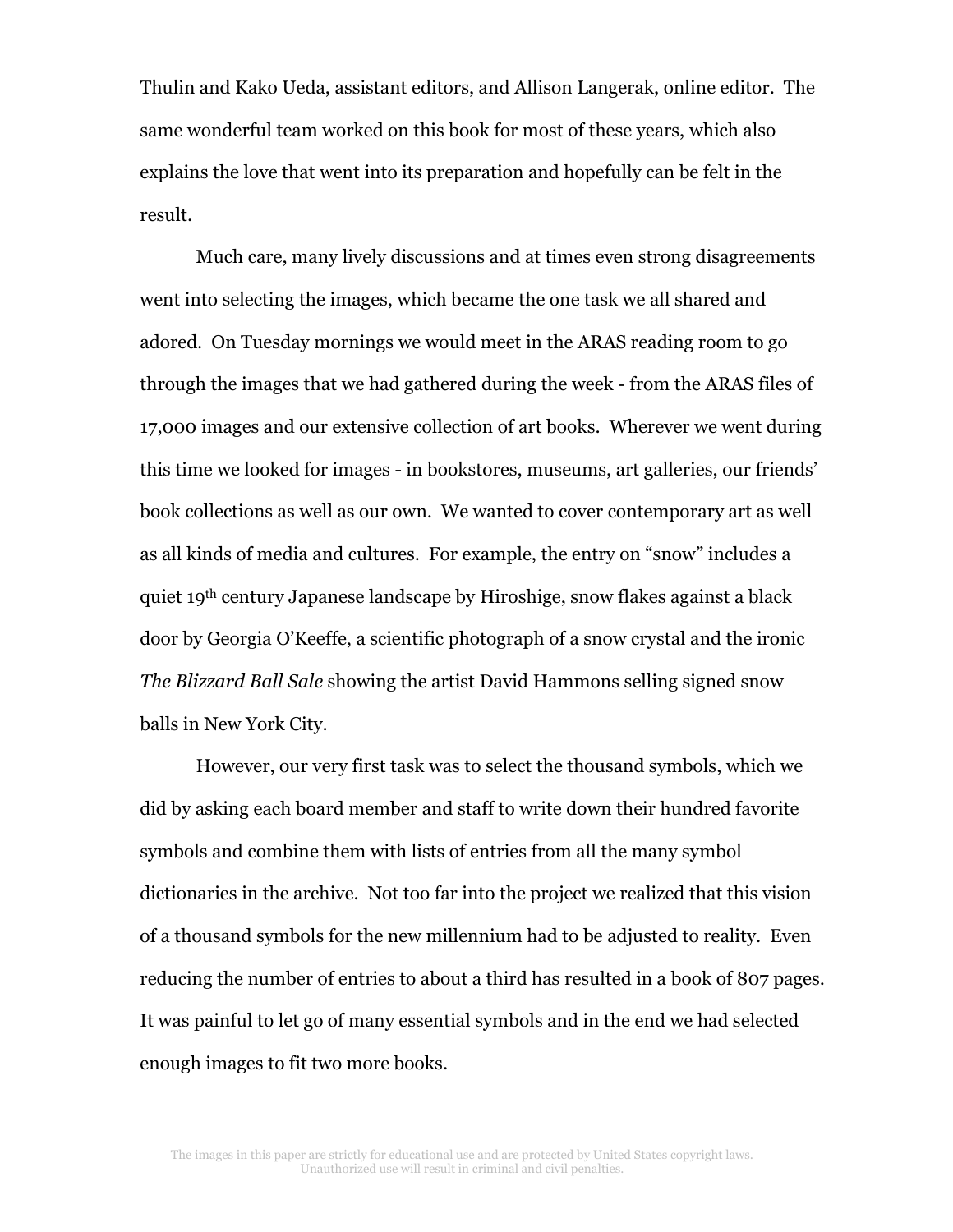Thulin and Kako Ueda, assistant editors, and Allison Langerak, online editor. The same wonderful team worked on this book for most of these years, which also explains the love that went into its preparation and hopefully can be felt in the result.

Much care, many lively discussions and at times even strong disagreements went into selecting the images, which became the one task we all shared and adored. On Tuesday mornings we would meet in the ARAS reading room to go through the images that we had gathered during the week - from the ARAS files of 17,000 images and our extensive collection of art books. Wherever we went during this time we looked for images - in bookstores, museums, art galleries, our friends' book collections as well as our own. We wanted to cover contemporary art as well as all kinds of media and cultures. For example, the entry on "snow" includes a quiet 19th century Japanese landscape by Hiroshige, snow flakes against a black door by Georgia O'Keeffe, a scientific photograph of a snow crystal and the ironic *The Blizzard Ball Sale* showing the artist David Hammons selling signed snow balls in New York City.

However, our very first task was to select the thousand symbols, which we did by asking each board member and staff to write down their hundred favorite symbols and combine them with lists of entries from all the many symbol dictionaries in the archive. Not too far into the project we realized that this vision of a thousand symbols for the new millennium had to be adjusted to reality. Even reducing the number of entries to about a third has resulted in a book of 807 pages. It was painful to let go of many essential symbols and in the end we had selected enough images to fit two more books.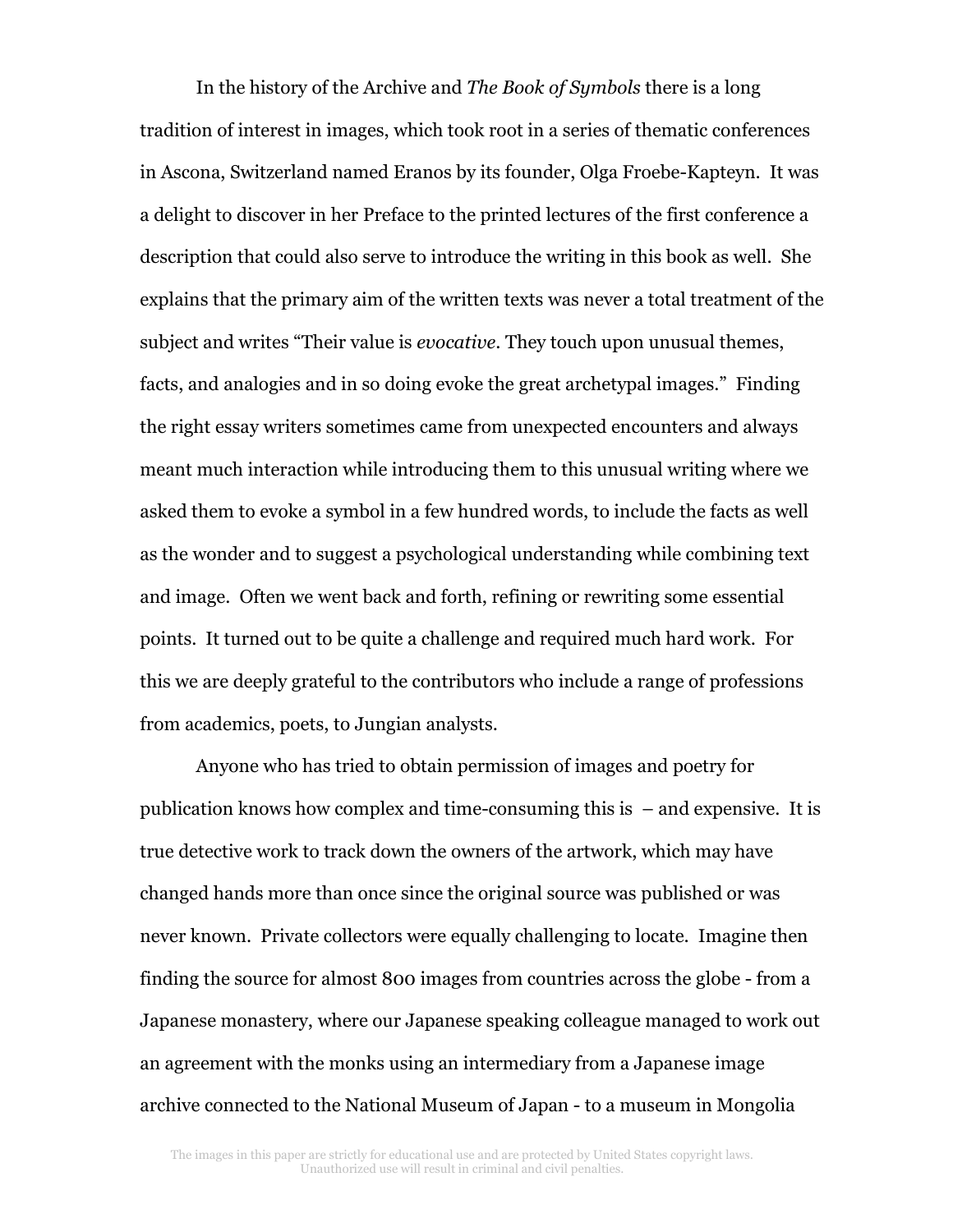In the history of the Archive and *The Book of Symbols* there is a long tradition of interest in images, which took root in a series of thematic conferences in Ascona, Switzerland named Eranos by its founder, Olga Froebe-Kapteyn. It was a delight to discover in her Preface to the printed lectures of the first conference a description that could also serve to introduce the writing in this book as well. She explains that the primary aim of the written texts was never a total treatment of the subject and writes "Their value is *evocative*. They touch upon unusual themes, facts, and analogies and in so doing evoke the great archetypal images." Finding the right essay writers sometimes came from unexpected encounters and always meant much interaction while introducing them to this unusual writing where we asked them to evoke a symbol in a few hundred words, to include the facts as well as the wonder and to suggest a psychological understanding while combining text and image. Often we went back and forth, refining or rewriting some essential points. It turned out to be quite a challenge and required much hard work. For this we are deeply grateful to the contributors who include a range of professions from academics, poets, to Jungian analysts.

Anyone who has tried to obtain permission of images and poetry for publication knows how complex and time-consuming this is – and expensive. It is true detective work to track down the owners of the artwork, which may have changed hands more than once since the original source was published or was never known. Private collectors were equally challenging to locate. Imagine then finding the source for almost 800 images from countries across the globe - from a Japanese monastery, where our Japanese speaking colleague managed to work out an agreement with the monks using an intermediary from a Japanese image archive connected to the National Museum of Japan - to a museum in Mongolia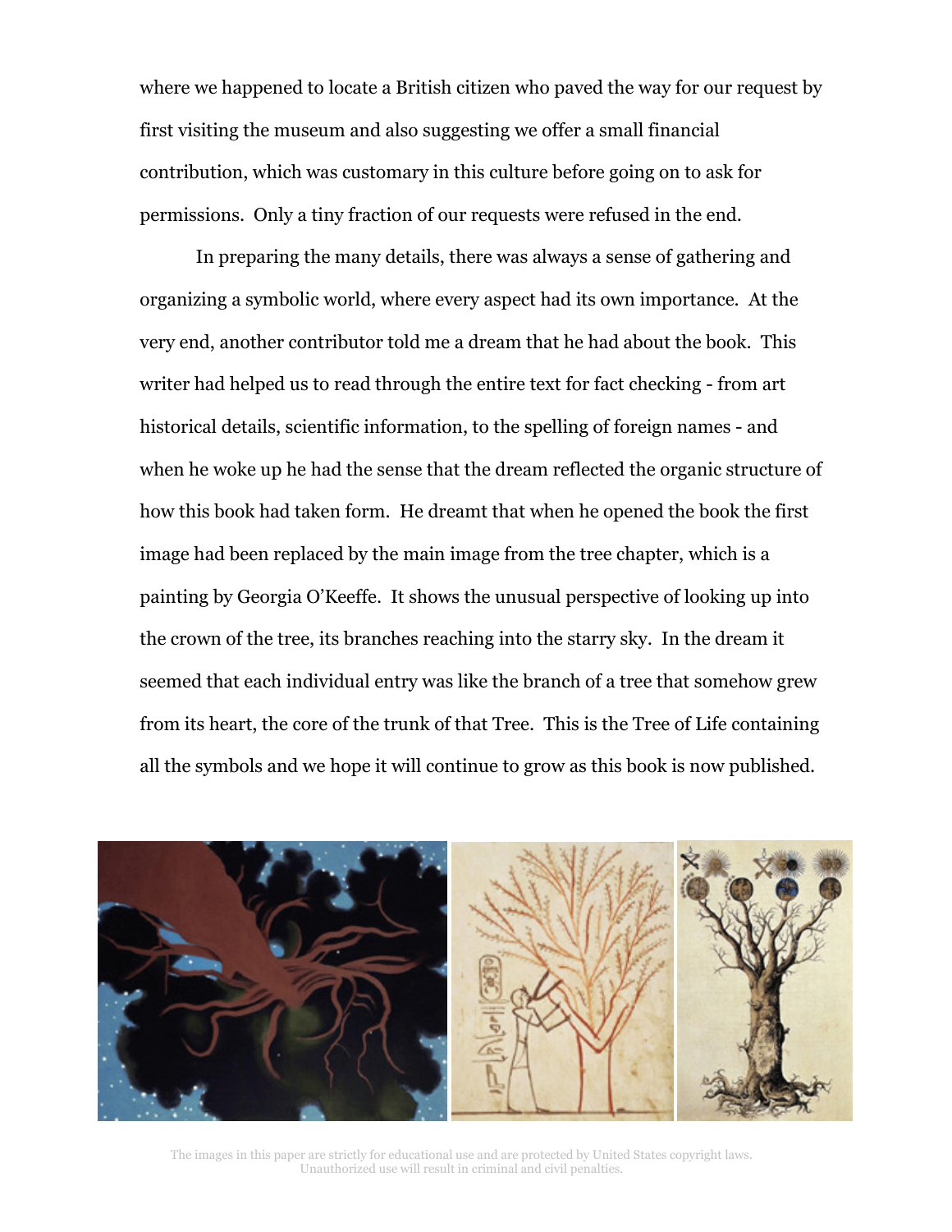where we happened to locate a British citizen who paved the way for our request by first visiting the museum and also suggesting we offer a small financial contribution, which was customary in this culture before going on to ask for permissions. Only a tiny fraction of our requests were refused in the end.

In preparing the many details, there was always a sense of gathering and organizing a symbolic world, where every aspect had its own importance. At the very end, another contributor told me a dream that he had about the book. This writer had helped us to read through the entire text for fact checking - from art historical details, scientific information, to the spelling of foreign names - and when he woke up he had the sense that the dream reflected the organic structure of how this book had taken form. He dreamt that when he opened the book the first image had been replaced by the main image from the tree chapter, which is a painting by Georgia O'Keeffe. It shows the unusual perspective of looking up into the crown of the tree, its branches reaching into the starry sky. In the dream it seemed that each individual entry was like the branch of a tree that somehow grew from its heart, the core of the trunk of that Tree. This is the Tree of Life containing all the symbols and we hope it will continue to grow as this book is now published.

The images in this paper are strictly for educational use and are protected by United States copyright laws. Unauthorized use will result in criminal and civil penalties.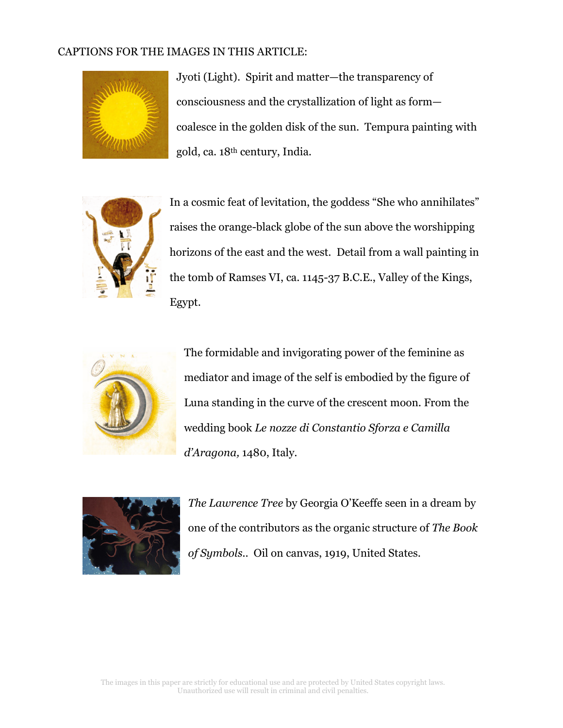CAPTIONS FOR THE IMAGES IN THIS ARTICLE:

Jyoti (Light). Spirit and matter—the transparency of consciousness and the crystallization of light as form—coalesce in the golden disk of the sun. Tempura painting with gold, ca. 18th century, India.

In a cosmic feat of levitation, the goddess "She who annihilates" raises the orange-black globe of the sun above the worshipping horizons of the east and the west. Detail from a wall painting in the tomb of Ramses VI, ca. 1145-37 B.C.E., Valley of the Kings, Egypt.

The formidable and invigorating power of the feminine as mediator and image of the self is embodied by the figure of Luna standing in the curve of the crescent moon. From the wedding book *Le nozze di Constantio Sforza e Camilla d'Aragona,* 1480, Italy.

*The Lawrence Tree* by Georgia O'Keeffe seen in a dream by one of the contributors as the organic structure of *The Book of Symbols*.. Oil on canvas, 1919, United States.

The images in this paper are strictly for educational use and are protected by United States copyright laws. Unauthorized use will result in criminal and civil penalties.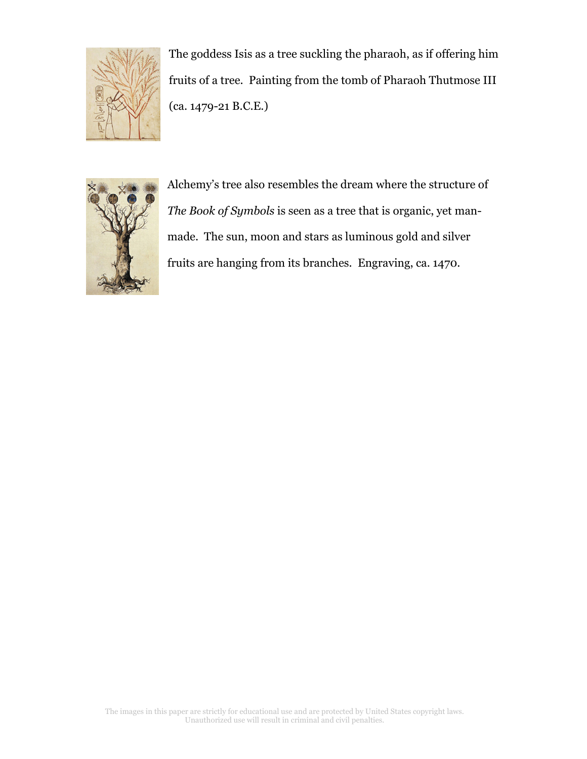The goddess Isis as a tree suckling the pharaoh, as if offering him fruits of a tree. Painting from the tomb of Pharaoh Thutmose III (ca. 1479-21 B.C.E.)

Alchemy's tree also resembles the dream where the structure of *The Book of Symbols* is seen as a tree that is organic, yet man-made. The sun, moon and stars as luminous gold and silver fruits are hanging from its branches. Engraving, ca. 1470.

The images in this paper are strictly for educational use and are protected by United States copyright laws. Unauthorized use will result in criminal and civil penalties.